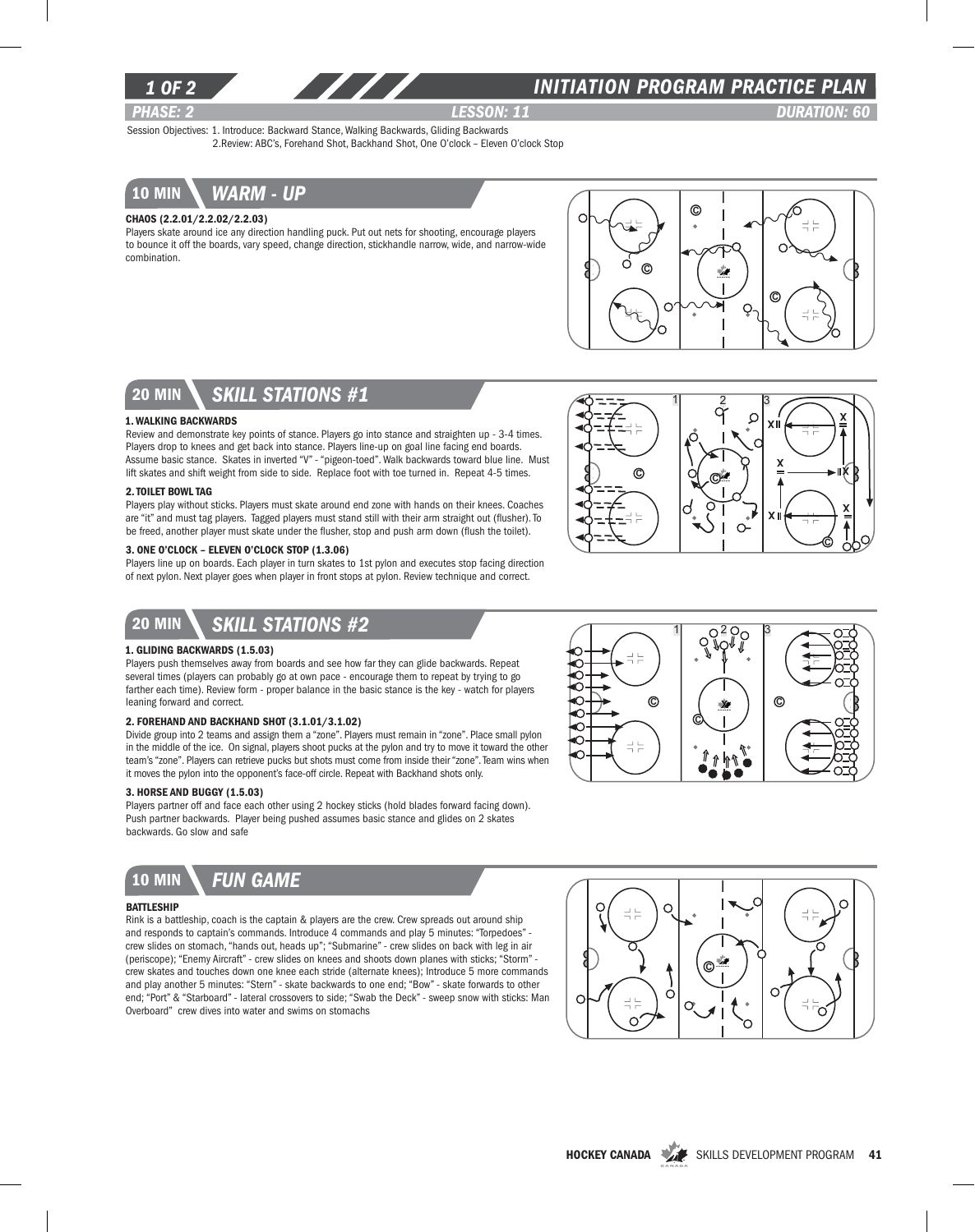# INITIATION PROGRAM PRACTICE PLAN

**PHASE: 2** | **LESSON: 11** | **DURATION: 60**

Session Objectives: 1. Introduce: Backward Stance, Walking Backwards, Gliding Backwards
2.Review: ABC's, Forehand Shot, Backhand Shot, One O'clock – Eleven O'clock Stop

## 10 MIN WARM - UP

**CHAOS (2.2.01/2.2.02/2.2.03)**

Players skate around ice any direction handling puck. Put out nets for shooting, encourage players to bounce it off the boards, vary speed, change direction, stickhandle narrow, wide, and narrow-wide combination.

## 20 MIN SKILL STATIONS #1

**1. WALKING BACKWARDS**

Review and demonstrate key points of stance. Players go into stance and straighten up - 3-4 times. Players drop to knees and get back into stance. Players line-up on goal line facing end boards. Assume basic stance. Skates in inverted "V" - "pigeon-toed". Walk backwards toward blue line. Must lift skates and shift weight from side to side. Replace foot with toe turned in. Repeat 4-5 times.

**2. TOILET BOWL TAG**

Players play without sticks. Players must skate around end zone with hands on their knees. Coaches are "it" and must tag players. Tagged players must stand still with their arm straight out (flusher). To be freed, another player must skate under the flusher, stop and push arm down (flush the toilet).

**3. ONE O'CLOCK – ELEVEN O'CLOCK STOP (1.3.06)**

Players line up on boards. Each player in turn skates to 1st pylon and executes stop facing direction of next pylon. Next player goes when player in front stops at pylon. Review technique and correct.

## 20 MIN SKILL STATIONS #2

**1. GLIDING BACKWARDS (1.5.03)**

Players push themselves away from boards and see how far they can glide backwards. Repeat several times (players can probably go at own pace - encourage them to repeat by trying to go farther each time). Review form - proper balance in the basic stance is the key - watch for players leaning forward and correct.

**2. FOREHAND AND BACKHAND SHOT (3.1.01/3.1.02)**

Divide group into 2 teams and assign them a "zone". Players must remain in "zone". Place small pylon in the middle of the ice. On signal, players shoot pucks at the pylon and try to move it toward the other team's "zone". Players can retrieve pucks but shots must come from inside their "zone". Team wins when it moves the pylon into the opponent's face-off circle. Repeat with Backhand shots only.

**3. HORSE AND BUGGY (1.5.03)**

Players partner off and face each other using 2 hockey sticks (hold blades forward facing down). Push partner backwards. Player being pushed assumes basic stance and glides on 2 skates backwards. Go slow and safe

## 10 MIN FUN GAME

**BATTLESHIP**

Rink is a battleship, coach is the captain & players are the crew. Crew spreads out around ship and responds to captain's commands. Introduce 4 commands and play 5 minutes: "Torpedoes" - crew slides on stomach, "hands out, heads up"; "Submarine" - crew slides on back with leg in air (periscope); "Enemy Aircraft" - crew slides on knees and shoots down planes with sticks; "Storm" - crew skates and touches down one knee each stride (alternate knees); Introduce 5 more commands and play another 5 minutes: "Stern" - skate backwards to one end; "Bow" - skate forwards to other end; "Port" & "Starboard" - lateral crossovers to side; "Swab the Deck" - sweep snow with sticks: Man Overboard" crew dives into water and swims on stomachs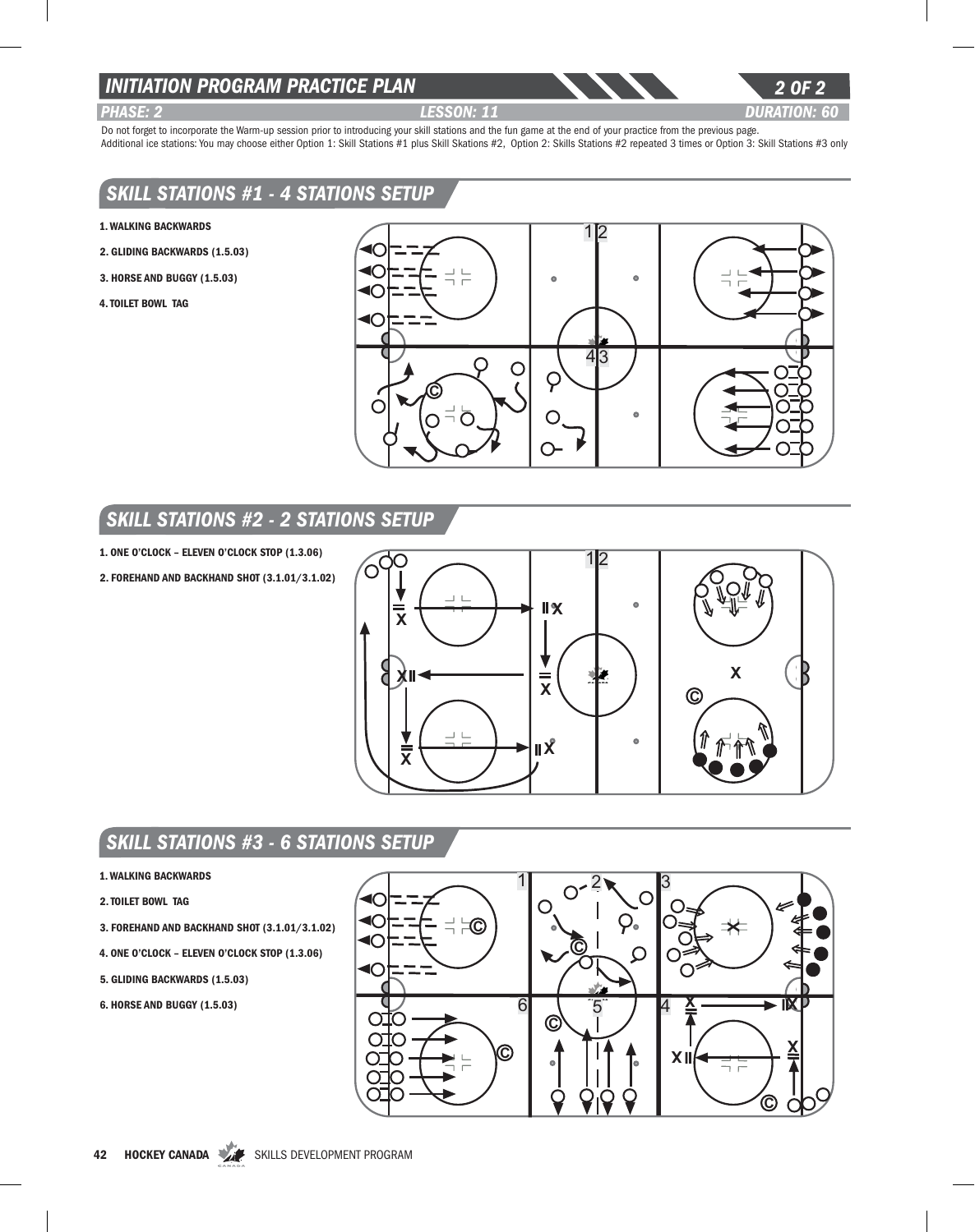# INITIATION PROGRAM PRACTICE PLAN

*PHASE: 2* *LESSON: 11* *DURATION: 60*

Do not forget to incorporate the Warm-up session prior to introducing your skill stations and the fun game at the end of your practice from the previous page.
Additional ice stations: You may choose either Option 1: Skill Stations #1 plus Skill Skations #2, Option 2: Skills Stations #2 repeated 3 times or Option 3: Skill Stations #3 only

## SKILL STATIONS #1 - 4 STATIONS SETUP

1. WALKING BACKWARDS
2. GLIDING BACKWARDS (1.5.03)
3. HORSE AND BUGGY (1.5.03)
4. TOILET BOWL TAG

## SKILL STATIONS #2 - 2 STATIONS SETUP

1. ONE O'CLOCK – ELEVEN O'CLOCK STOP (1.3.06)
2. FOREHAND AND BACKHAND SHOT (3.1.01/3.1.02)

## SKILL STATIONS #3 - 6 STATIONS SETUP

1. WALKING BACKWARDS
2. TOILET BOWL TAG
3. FOREHAND AND BACKHAND SHOT (3.1.01/3.1.02)
4. ONE O'CLOCK – ELEVEN O'CLOCK STOP (1.3.06)
5. GLIDING BACKWARDS (1.5.03)
6. HORSE AND BUGGY (1.5.03)